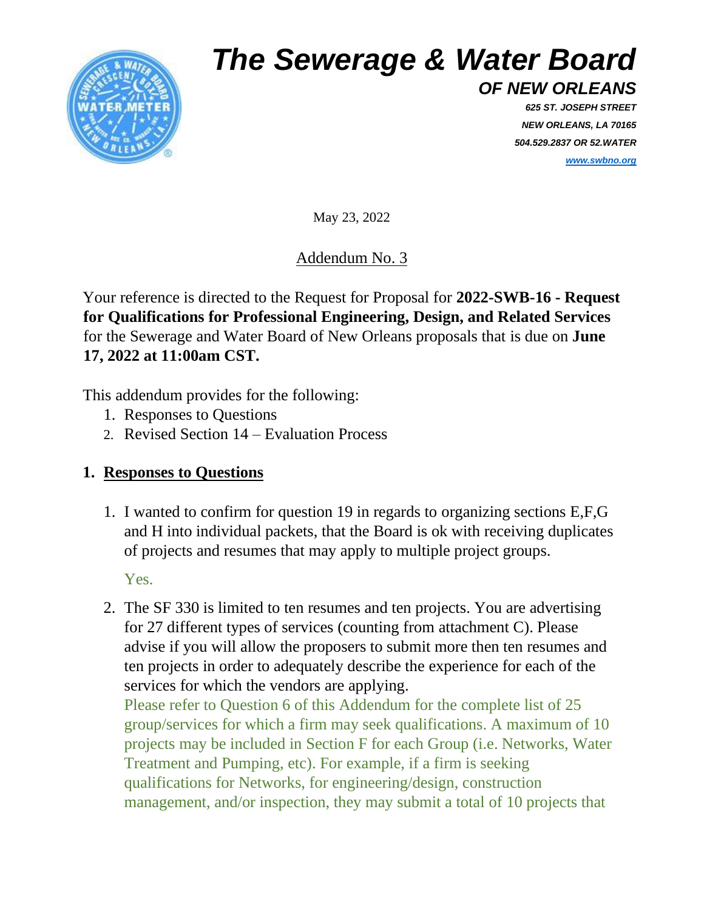# The Sewerage & Water Board

## OF NEW ORLEANS

*625 ST. JOSEPH STREET*
*NEW ORLEANS, LA 70165*
*504.529.2837 OR 52.WATER*
*www.swbno.org*

May 23, 2022

Addendum No. 3

Your reference is directed to the Request for Proposal for **2022-SWB-16 - Request for Qualifications for Professional Engineering, Design, and Related Services** for the Sewerage and Water Board of New Orleans proposals that is due on **June 17, 2022 at 11:00am CST.**

This addendum provides for the following:

1. Responses to Questions
2. Revised Section 14 – Evaluation Process

## 1. Responses to Questions

1. I wanted to confirm for question 19 in regards to organizing sections E,F,G and H into individual packets, that the Board is ok with receiving duplicates of projects and resumes that may apply to multiple project groups.

   Yes.

2. The SF 330 is limited to ten resumes and ten projects. You are advertising for 27 different types of services (counting from attachment C). Please advise if you will allow the proposers to submit more then ten resumes and ten projects in order to adequately describe the experience for each of the services for which the vendors are applying.
   Please refer to Question 6 of this Addendum for the complete list of 25 group/services for which a firm may seek qualifications. A maximum of 10 projects may be included in Section F for each Group (i.e. Networks, Water Treatment and Pumping, etc). For example, if a firm is seeking qualifications for Networks, for engineering/design, construction management, and/or inspection, they may submit a total of 10 projects that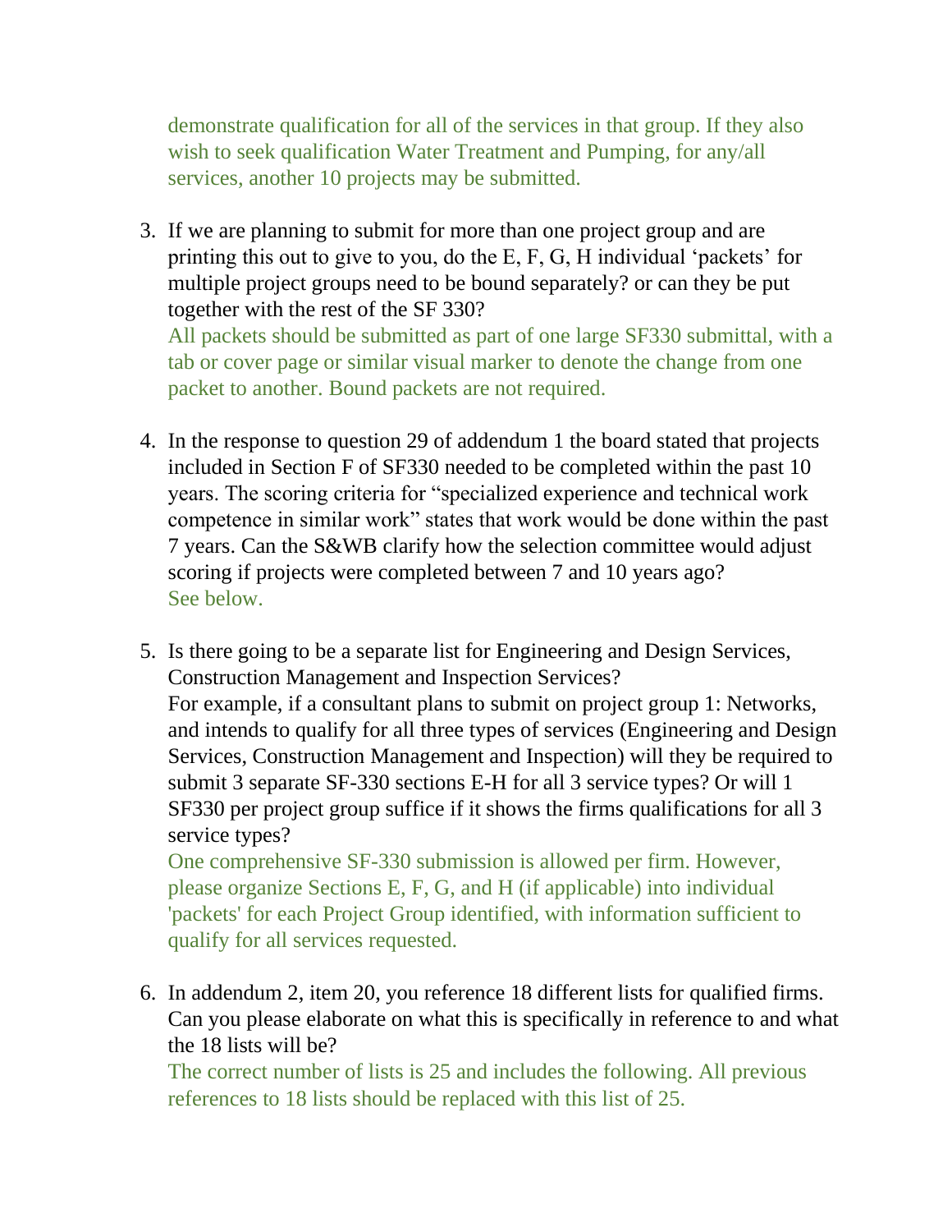demonstrate qualification for all of the services in that group. If they also wish to seek qualification Water Treatment and Pumping, for any/all services, another 10 projects may be submitted.

3. If we are planning to submit for more than one project group and are printing this out to give to you, do the E, F, G, H individual 'packets' for multiple project groups need to be bound separately? or can they be put together with the rest of the SF 330?
   All packets should be submitted as part of one large SF330 submittal, with a tab or cover page or similar visual marker to denote the change from one packet to another. Bound packets are not required.

4. In the response to question 29 of addendum 1 the board stated that projects included in Section F of SF330 needed to be completed within the past 10 years. The scoring criteria for "specialized experience and technical work competence in similar work" states that work would be done within the past 7 years. Can the S&WB clarify how the selection committee would adjust scoring if projects were completed between 7 and 10 years ago?
   See below.

5. Is there going to be a separate list for Engineering and Design Services, Construction Management and Inspection Services?
   For example, if a consultant plans to submit on project group 1: Networks, and intends to qualify for all three types of services (Engineering and Design Services, Construction Management and Inspection) will they be required to submit 3 separate SF-330 sections E-H for all 3 service types? Or will 1 SF330 per project group suffice if it shows the firms qualifications for all 3 service types?
   One comprehensive SF-330 submission is allowed per firm. However, please organize Sections E, F, G, and H (if applicable) into individual 'packets' for each Project Group identified, with information sufficient to qualify for all services requested.

6. In addendum 2, item 20, you reference 18 different lists for qualified firms. Can you please elaborate on what this is specifically in reference to and what the 18 lists will be?
   The correct number of lists is 25 and includes the following. All previous references to 18 lists should be replaced with this list of 25.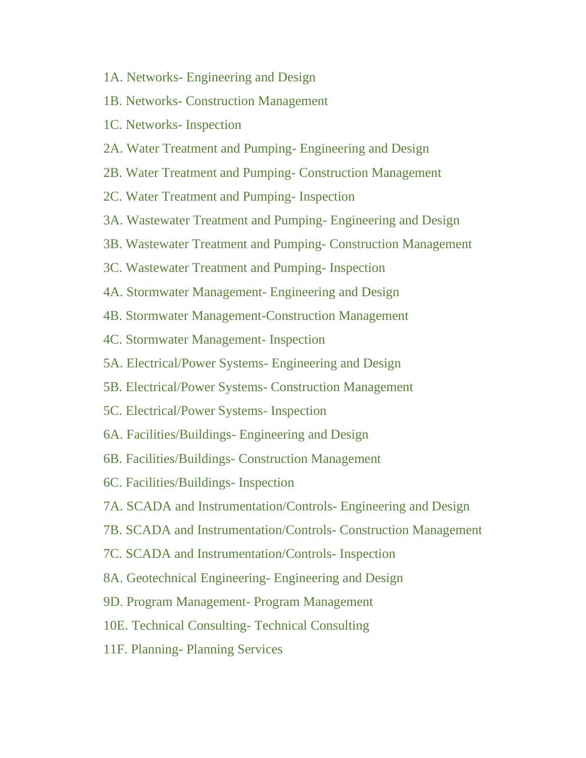1A. Networks- Engineering and Design

1B. Networks- Construction Management

1C. Networks- Inspection

2A. Water Treatment and Pumping- Engineering and Design

2B. Water Treatment and Pumping- Construction Management

2C. Water Treatment and Pumping- Inspection

3A. Wastewater Treatment and Pumping- Engineering and Design

3B. Wastewater Treatment and Pumping- Construction Management

3C. Wastewater Treatment and Pumping- Inspection

4A. Stormwater Management- Engineering and Design

4B. Stormwater Management-Construction Management

4C. Stormwater Management- Inspection

5A. Electrical/Power Systems- Engineering and Design

5B. Electrical/Power Systems- Construction Management

5C. Electrical/Power Systems- Inspection

6A. Facilities/Buildings- Engineering and Design

6B. Facilities/Buildings- Construction Management

6C. Facilities/Buildings- Inspection

7A. SCADA and Instrumentation/Controls- Engineering and Design

7B. SCADA and Instrumentation/Controls- Construction Management

7C. SCADA and Instrumentation/Controls- Inspection

8A. Geotechnical Engineering- Engineering and Design

9D. Program Management- Program Management

10E. Technical Consulting- Technical Consulting

11F. Planning- Planning Services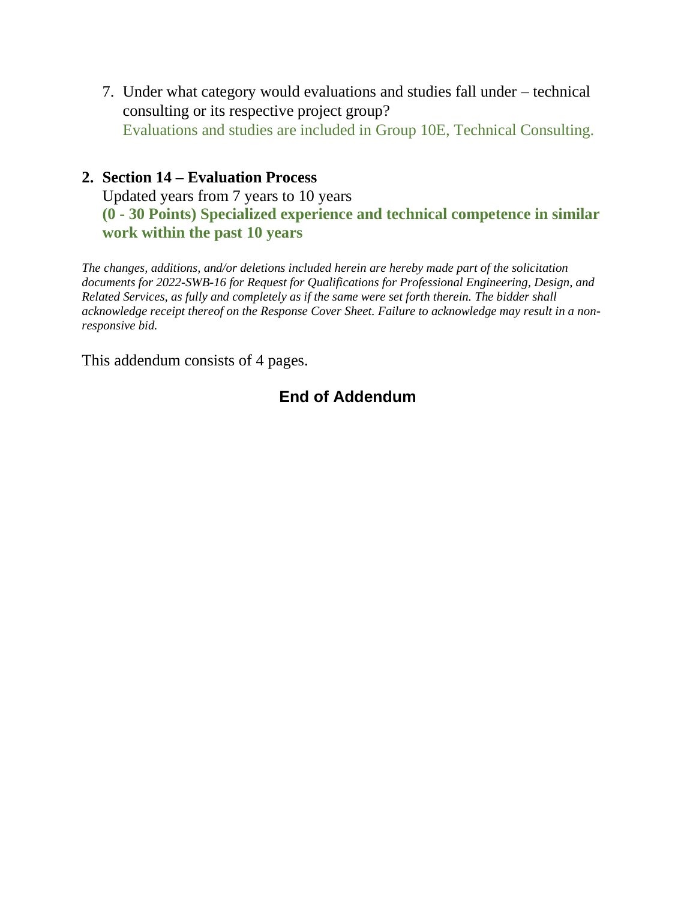7. Under what category would evaluations and studies fall under – technical consulting or its respective project group?
   Evaluations and studies are included in Group 10E, Technical Consulting.

**2. Section 14 – Evaluation Process**

Updated years from 7 years to 10 years

**(0 - 30 Points) Specialized experience and technical competence in similar work within the past 10 years**

*The changes, additions, and/or deletions included herein are hereby made part of the solicitation documents for 2022-SWB-16 for Request for Qualifications for Professional Engineering, Design, and Related Services, as fully and completely as if the same were set forth therein. The bidder shall acknowledge receipt thereof on the Response Cover Sheet. Failure to acknowledge may result in a non-responsive bid.*

This addendum consists of 4 pages.

**End of Addendum**